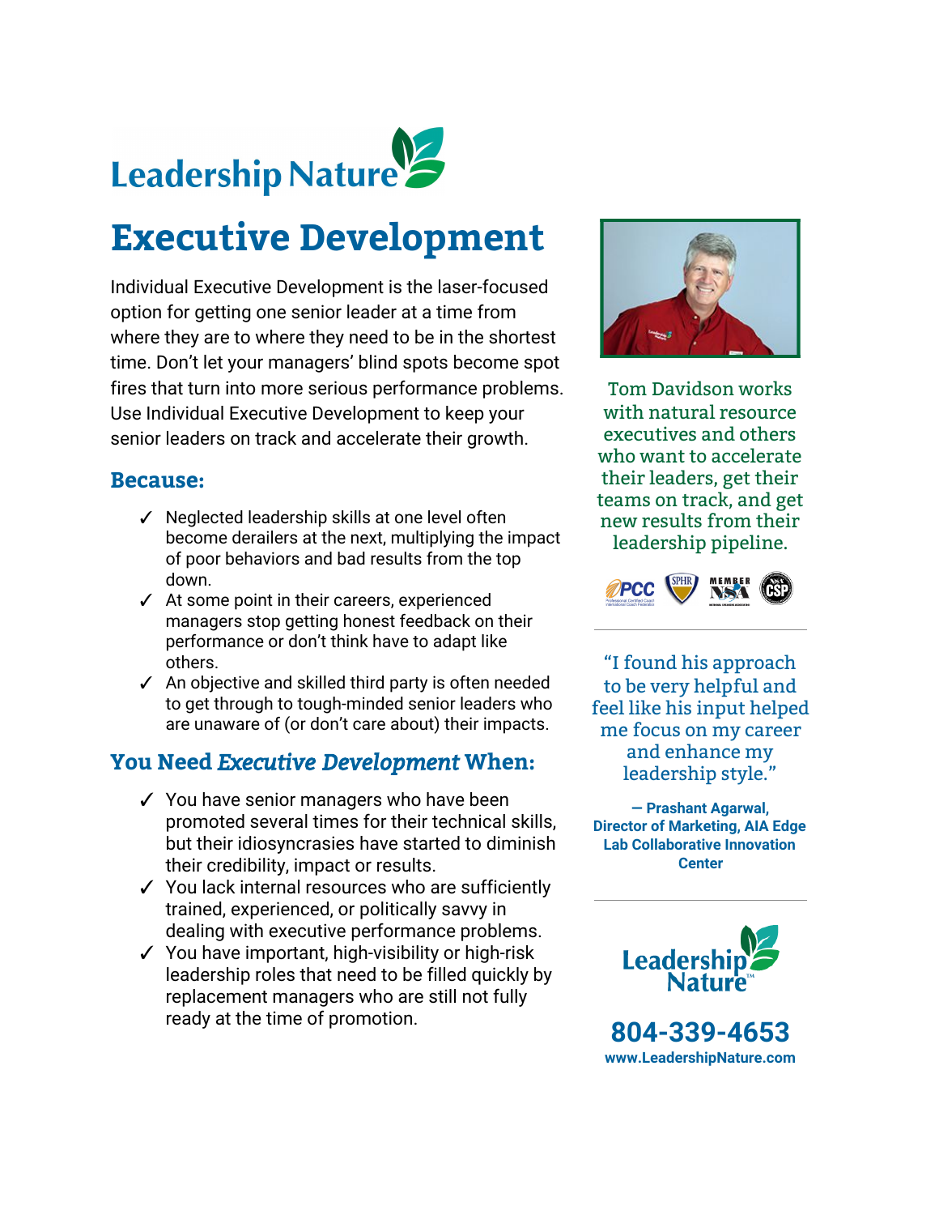# Leadership Nature

# Executive Development

Individual Executive Development is the laser-focused option for getting one senior leader at a time from where they are to where they need to be in the shortest time. Don't let your managers' blind spots become spot fires that turn into more serious performance problems. Use Individual Executive Development to keep your senior leaders on track and accelerate their growth.

## Because:

- ✓ Neglected leadership skills at one level often become derailers at the next, multiplying the impact of poor behaviors and bad results from the top down.
- ✓ At some point in their careers, experienced managers stop getting honest feedback on their performance or don't think have to adapt like others.
- ✓ An objective and skilled third party is often needed to get through to tough-minded senior leaders who are unaware of (or don't care about) their impacts.

## You Need *Executive Development* When:

- ✓ You have senior managers who have been promoted several times for their technical skills, but their idiosyncrasies have started to diminish their credibility, impact or results.
- ✓ You lack internal resources who are sufficiently trained, experienced, or politically savvy in dealing with executive performance problems.
- ✓ You have important, high-visibility or high-risk leadership roles that need to be filled quickly by replacement managers who are still not fully ready at the time of promotion.

Tom Davidson works with natural resource executives and others who want to accelerate their leaders, get their teams on track, and get new results from their leadership pipeline.

"I found his approach to be very helpful and feel like his input helped me focus on my career and enhance my leadership style."

**— Prashant Agarwal, Director of Marketing, AIA Edge Lab Collaborative Innovation Center**

**Leadership Nature**

**804-339-4653**

**www.LeadershipNature.com**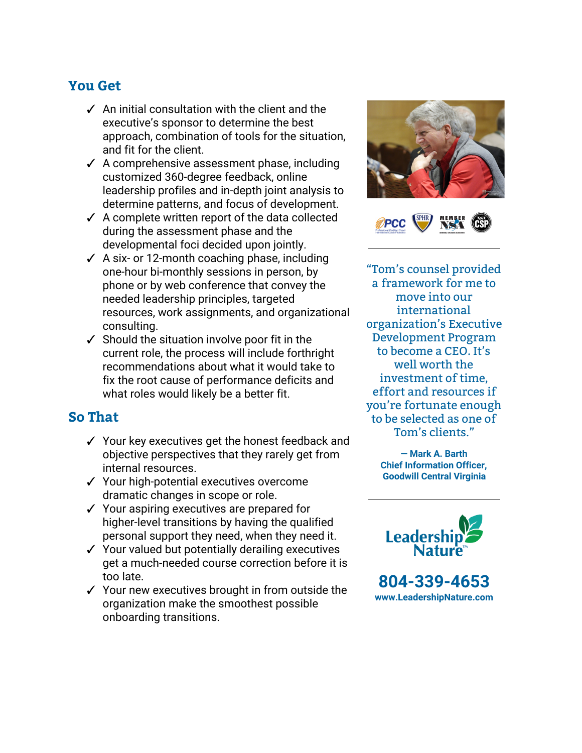## You Get

- ✓ An initial consultation with the client and the executive's sponsor to determine the best approach, combination of tools for the situation, and fit for the client.
- ✓ A comprehensive assessment phase, including customized 360-degree feedback, online leadership profiles and in-depth joint analysis to determine patterns, and focus of development.
- ✓ A complete written report of the data collected during the assessment phase and the developmental foci decided upon jointly.
- ✓ A six- or 12-month coaching phase, including one-hour bi-monthly sessions in person, by phone or by web conference that convey the needed leadership principles, targeted resources, work assignments, and organizational consulting.
- ✓ Should the situation involve poor fit in the current role, the process will include forthright recommendations about what it would take to fix the root cause of performance deficits and what roles would likely be a better fit.

## So That

- ✓ Your key executives get the honest feedback and objective perspectives that they rarely get from internal resources.
- ✓ Your high-potential executives overcome dramatic changes in scope or role.
- ✓ Your aspiring executives are prepared for higher-level transitions by having the qualified personal support they need, when they need it.
- ✓ Your valued but potentially derailing executives get a much-needed course correction before it is too late.
- ✓ Your new executives brought in from outside the organization make the smoothest possible onboarding transitions.

PCC SPHR MEMBER NSA CSP

"Tom's counsel provided a framework for me to move into our international organization's Executive Development Program to become a CEO. It's well worth the investment of time, effort and resources if you're fortunate enough to be selected as one of Tom's clients."

**— Mark A. Barth**
**Chief Information Officer,**
**Goodwill Central Virginia**

Leadership Nature™

**804-339-4653**
**www.LeadershipNature.com**